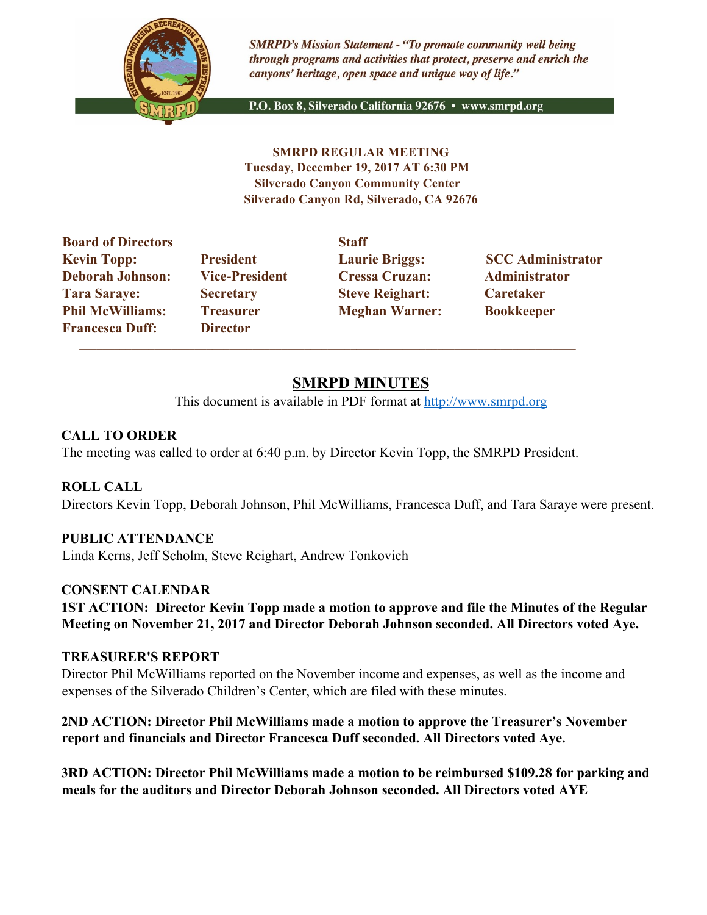*SMRPD's Mission Statement - "To promote community well being through programs and activities that protect, preserve and enrich the canyons' heritage, open space and unique way of life."*

P.O. Box 8, Silverado California 92676 • www.smrpd.org

**SMRPD REGULAR MEETING**
**Tuesday, December 19, 2017 AT 6:30 PM**
**Silverado Canyon Community Center**
**Silverado Canyon Rd, Silverado, CA 92676**

| Board of Directors | | Staff | |
|---|---|---|---|
| **Kevin Topp:** | **President** | **Laurie Briggs:** | **SCC Administrator** |
| **Deborah Johnson:** | **Vice-President** | **Cressa Cruzan:** | **Administrator** |
| **Tara Saraye:** | **Secretary** | **Steve Reighart:** | **Caretaker** |
| **Phil McWilliams:** | **Treasurer** | **Meghan Warner:** | **Bookkeeper** |
| **Francesca Duff:** | **Director** | | |

# SMRPD MINUTES

This document is available in PDF format at http://www.smrpd.org

## CALL TO ORDER

The meeting was called to order at 6:40 p.m. by Director Kevin Topp, the SMRPD President.

## ROLL CALL

Directors Kevin Topp, Deborah Johnson, Phil McWilliams, Francesca Duff, and Tara Saraye were present.

## PUBLIC ATTENDANCE

Linda Kerns, Jeff Scholm, Steve Reighart, Andrew Tonkovich

## CONSENT CALENDAR

**1ST ACTION: Director Kevin Topp made a motion to approve and file the Minutes of the Regular Meeting on November 21, 2017 and Director Deborah Johnson seconded. All Directors voted Aye.**

## TREASURER'S REPORT

Director Phil McWilliams reported on the November income and expenses, as well as the income and expenses of the Silverado Children's Center, which are filed with these minutes.

**2ND ACTION: Director Phil McWilliams made a motion to approve the Treasurer's November report and financials and Director Francesca Duff seconded. All Directors voted Aye.**

**3RD ACTION: Director Phil McWilliams made a motion to be reimbursed $109.28 for parking and meals for the auditors and Director Deborah Johnson seconded. All Directors voted AYE**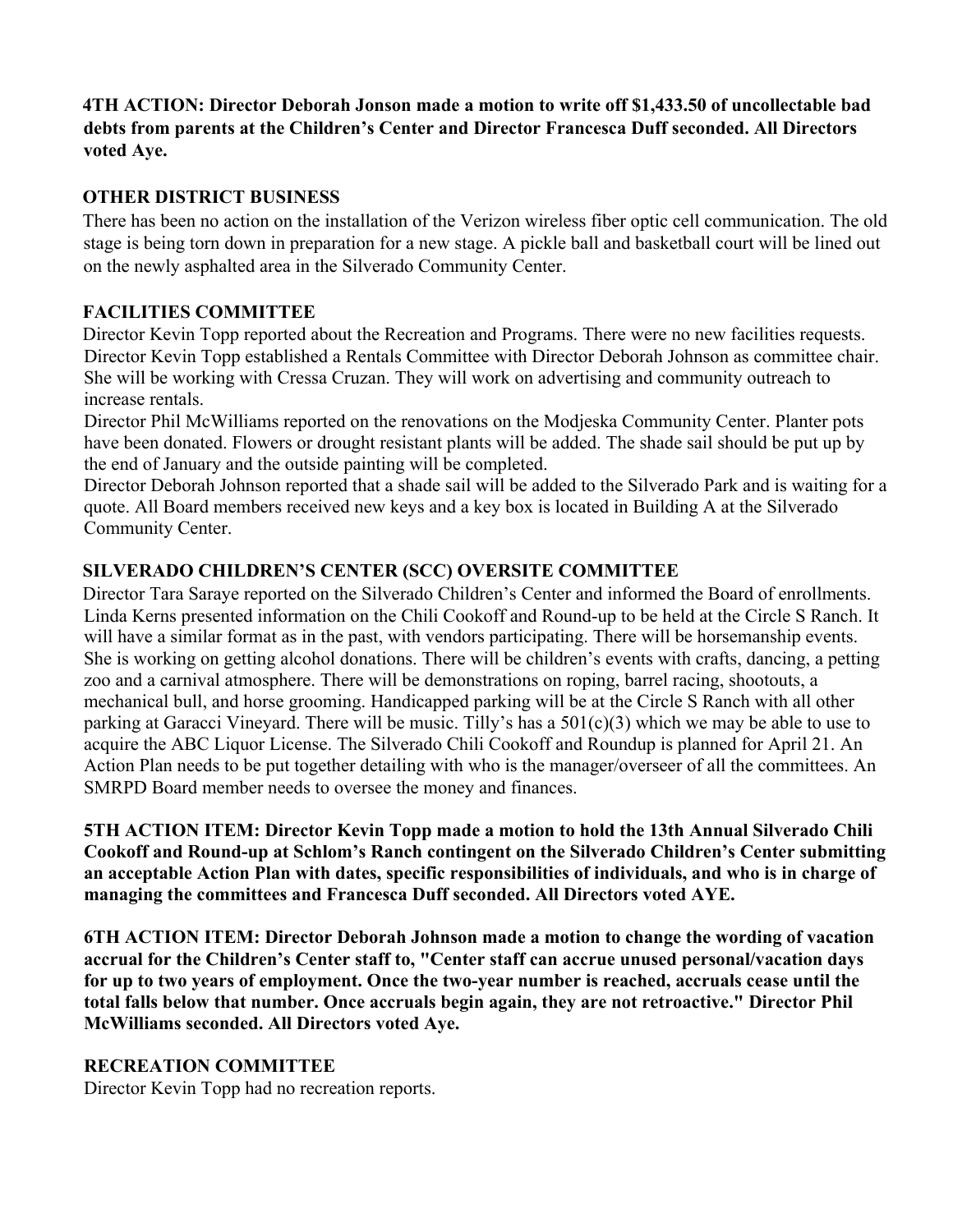**4TH ACTION: Director Deborah Jonson made a motion to write off $1,433.50 of uncollectable bad debts from parents at the Children's Center and Director Francesca Duff seconded. All Directors voted Aye.**

## OTHER DISTRICT BUSINESS

There has been no action on the installation of the Verizon wireless fiber optic cell communication. The old stage is being torn down in preparation for a new stage. A pickle ball and basketball court will be lined out on the newly asphalted area in the Silverado Community Center.

## FACILITIES COMMITTEE

Director Kevin Topp reported about the Recreation and Programs. There were no new facilities requests. Director Kevin Topp established a Rentals Committee with Director Deborah Johnson as committee chair. She will be working with Cressa Cruzan. They will work on advertising and community outreach to increase rentals.

Director Phil McWilliams reported on the renovations on the Modjeska Community Center. Planter pots have been donated. Flowers or drought resistant plants will be added. The shade sail should be put up by the end of January and the outside painting will be completed.

Director Deborah Johnson reported that a shade sail will be added to the Silverado Park and is waiting for a quote. All Board members received new keys and a key box is located in Building A at the Silverado Community Center.

## SILVERADO CHILDREN'S CENTER (SCC) OVERSITE COMMITTEE

Director Tara Saraye reported on the Silverado Children's Center and informed the Board of enrollments. Linda Kerns presented information on the Chili Cookoff and Round-up to be held at the Circle S Ranch. It will have a similar format as in the past, with vendors participating. There will be horsemanship events. She is working on getting alcohol donations. There will be children's events with crafts, dancing, a petting zoo and a carnival atmosphere. There will be demonstrations on roping, barrel racing, shootouts, a mechanical bull, and horse grooming. Handicapped parking will be at the Circle S Ranch with all other parking at Garacci Vineyard. There will be music. Tilly's has a 501(c)(3) which we may be able to use to acquire the ABC Liquor License. The Silverado Chili Cookoff and Roundup is planned for April 21. An Action Plan needs to be put together detailing with who is the manager/overseer of all the committees. An SMRPD Board member needs to oversee the money and finances.

**5TH ACTION ITEM: Director Kevin Topp made a motion to hold the 13th Annual Silverado Chili Cookoff and Round-up at Schlom's Ranch contingent on the Silverado Children's Center submitting an acceptable Action Plan with dates, specific responsibilities of individuals, and who is in charge of managing the committees and Francesca Duff seconded. All Directors voted AYE.**

**6TH ACTION ITEM: Director Deborah Johnson made a motion to change the wording of vacation accrual for the Children's Center staff to, "Center staff can accrue unused personal/vacation days for up to two years of employment. Once the two-year number is reached, accruals cease until the total falls below that number. Once accruals begin again, they are not retroactive." Director Phil McWilliams seconded. All Directors voted Aye.**

## RECREATION COMMITTEE

Director Kevin Topp had no recreation reports.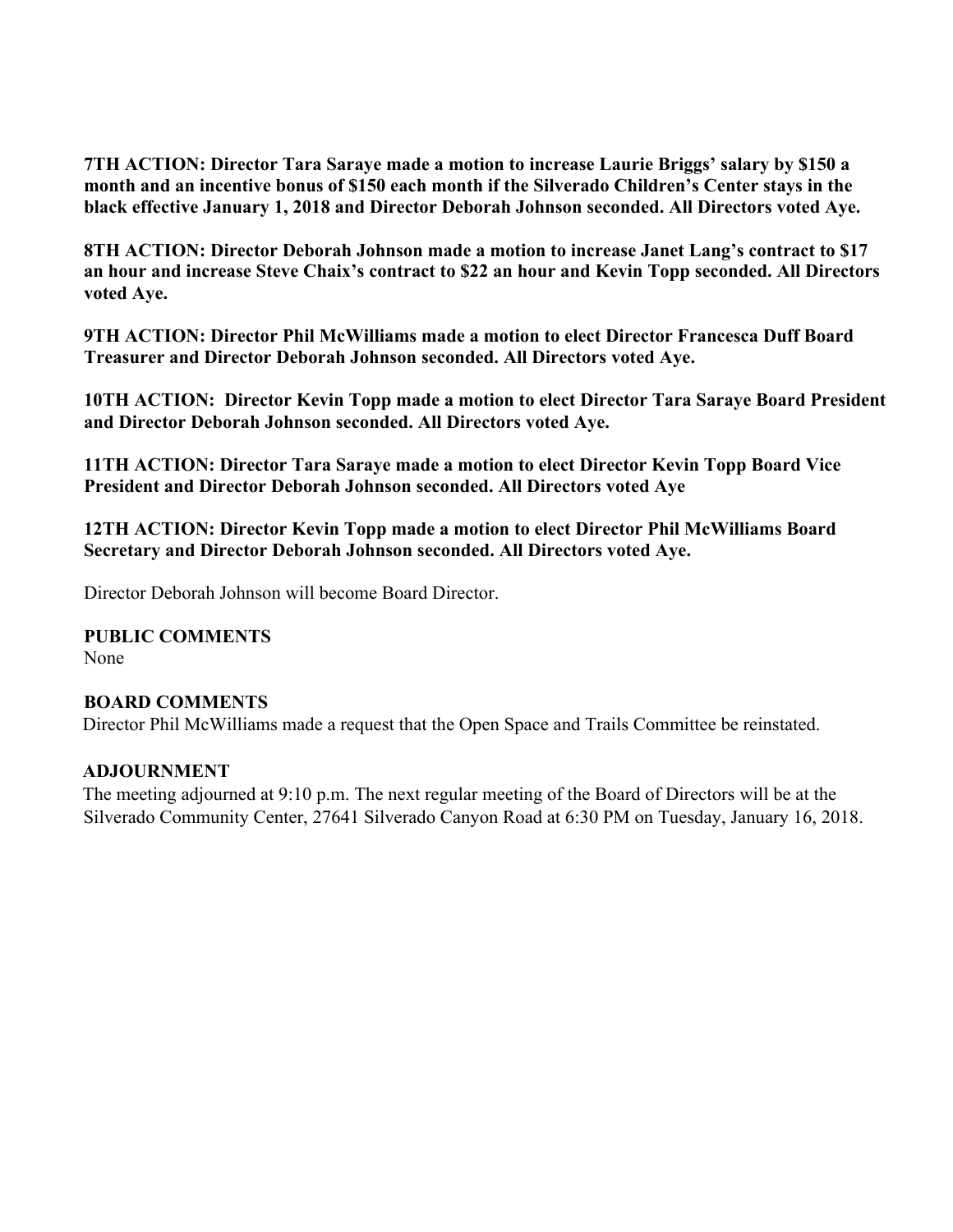**7TH ACTION: Director Tara Saraye made a motion to increase Laurie Briggs' salary by $150 a month and an incentive bonus of $150 each month if the Silverado Children's Center stays in the black effective January 1, 2018 and Director Deborah Johnson seconded. All Directors voted Aye.**

**8TH ACTION: Director Deborah Johnson made a motion to increase Janet Lang's contract to $17 an hour and increase Steve Chaix's contract to $22 an hour and Kevin Topp seconded. All Directors voted Aye.**

**9TH ACTION: Director Phil McWilliams made a motion to elect Director Francesca Duff Board Treasurer and Director Deborah Johnson seconded. All Directors voted Aye.**

**10TH ACTION: Director Kevin Topp made a motion to elect Director Tara Saraye Board President and Director Deborah Johnson seconded. All Directors voted Aye.**

**11TH ACTION: Director Tara Saraye made a motion to elect Director Kevin Topp Board Vice President and Director Deborah Johnson seconded. All Directors voted Aye**

**12TH ACTION: Director Kevin Topp made a motion to elect Director Phil McWilliams Board Secretary and Director Deborah Johnson seconded. All Directors voted Aye.**

Director Deborah Johnson will become Board Director.

**PUBLIC COMMENTS**
None

**BOARD COMMENTS**
Director Phil McWilliams made a request that the Open Space and Trails Committee be reinstated.

**ADJOURNMENT**
The meeting adjourned at 9:10 p.m. The next regular meeting of the Board of Directors will be at the Silverado Community Center, 27641 Silverado Canyon Road at 6:30 PM on Tuesday, January 16, 2018.